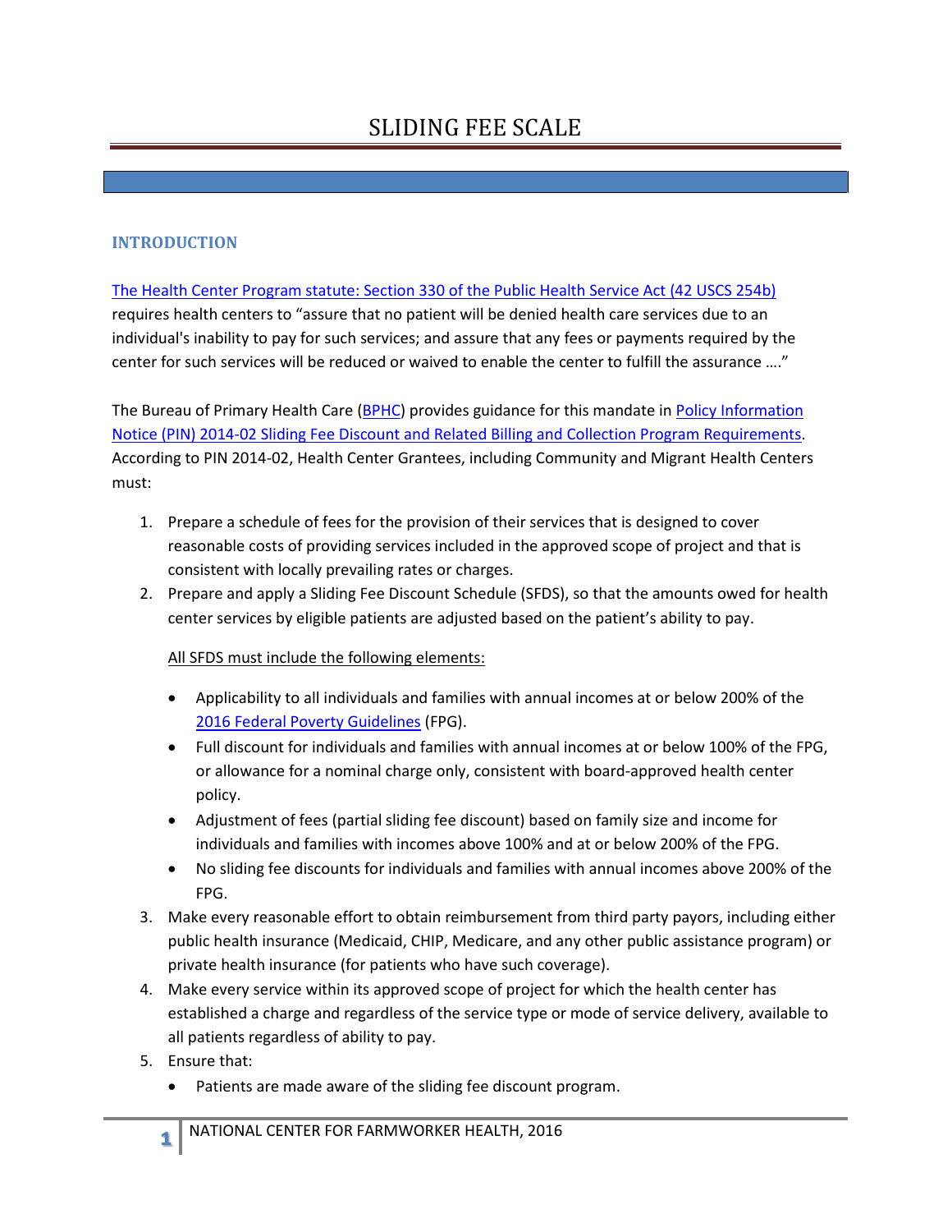# SLIDING FEE SCALE

## INTRODUCTION

[The Health Center Program statute: Section 330 of the Public Health Service Act (42 USCS 254b)] requires health centers to "assure that no patient will be denied health care services due to an individual's inability to pay for such services; and assure that any fees or payments required by the center for such services will be reduced or waived to enable the center to fulfill the assurance …."

The Bureau of Primary Health Care ([BPHC]) provides guidance for this mandate in [Policy Information Notice (PIN) 2014-02 Sliding Fee Discount and Related Billing and Collection Program Requirements]. According to PIN 2014-02, Health Center Grantees, including Community and Migrant Health Centers must:

1. Prepare a schedule of fees for the provision of their services that is designed to cover reasonable costs of providing services included in the approved scope of project and that is consistent with locally prevailing rates or charges.
2. Prepare and apply a Sliding Fee Discount Schedule (SFDS), so that the amounts owed for health center services by eligible patients are adjusted based on the patient's ability to pay.

   All SFDS must include the following elements:

   - Applicability to all individuals and families with annual incomes at or below 200% of the [2016 Federal Poverty Guidelines] (FPG).
   - Full discount for individuals and families with annual incomes at or below 100% of the FPG, or allowance for a nominal charge only, consistent with board-approved health center policy.
   - Adjustment of fees (partial sliding fee discount) based on family size and income for individuals and families with incomes above 100% and at or below 200% of the FPG.
   - No sliding fee discounts for individuals and families with annual incomes above 200% of the FPG.
3. Make every reasonable effort to obtain reimbursement from third party payors, including either public health insurance (Medicaid, CHIP, Medicare, and any other public assistance program) or private health insurance (for patients who have such coverage).
4. Make every service within its approved scope of project for which the health center has established a charge and regardless of the service type or mode of service delivery, available to all patients regardless of ability to pay.
5. Ensure that:
   - Patients are made aware of the sliding fee discount program.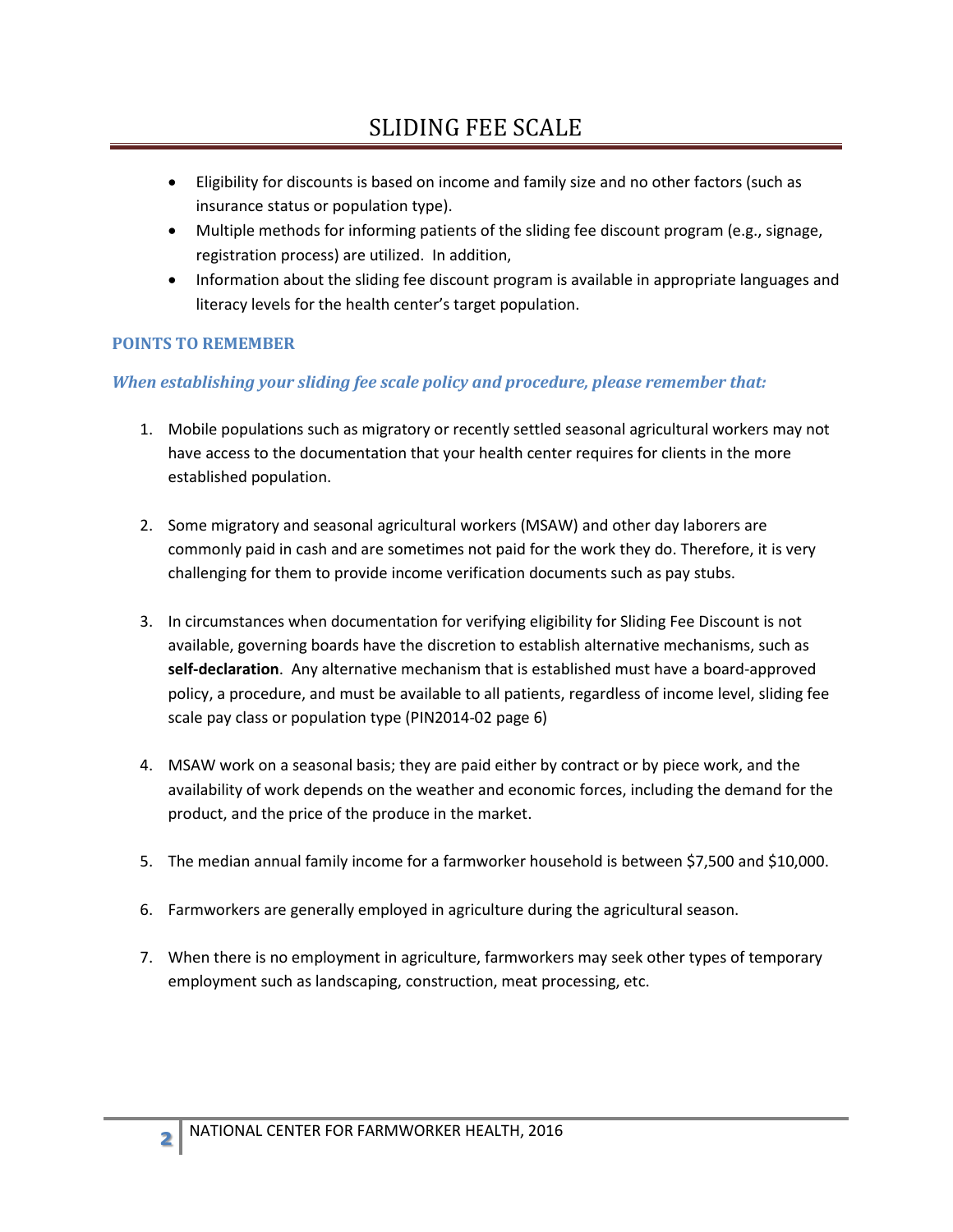# SLIDING FEE SCALE

- Eligibility for discounts is based on income and family size and no other factors (such as insurance status or population type).
- Multiple methods for informing patients of the sliding fee discount program (e.g., signage, registration process) are utilized. In addition,
- Information about the sliding fee discount program is available in appropriate languages and literacy levels for the health center's target population.

## POINTS TO REMEMBER

***When establishing your sliding fee scale policy and procedure, please remember that:***

1. Mobile populations such as migratory or recently settled seasonal agricultural workers may not have access to the documentation that your health center requires for clients in the more established population.

2. Some migratory and seasonal agricultural workers (MSAW) and other day laborers are commonly paid in cash and are sometimes not paid for the work they do. Therefore, it is very challenging for them to provide income verification documents such as pay stubs.

3. In circumstances when documentation for verifying eligibility for Sliding Fee Discount is not available, governing boards have the discretion to establish alternative mechanisms, such as **self-declaration**. Any alternative mechanism that is established must have a board-approved policy, a procedure, and must be available to all patients, regardless of income level, sliding fee scale pay class or population type (PIN2014-02 page 6)

4. MSAW work on a seasonal basis; they are paid either by contract or by piece work, and the availability of work depends on the weather and economic forces, including the demand for the product, and the price of the produce in the market.

5. The median annual family income for a farmworker household is between $7,500 and $10,000.

6. Farmworkers are generally employed in agriculture during the agricultural season.

7. When there is no employment in agriculture, farmworkers may seek other types of temporary employment such as landscaping, construction, meat processing, etc.